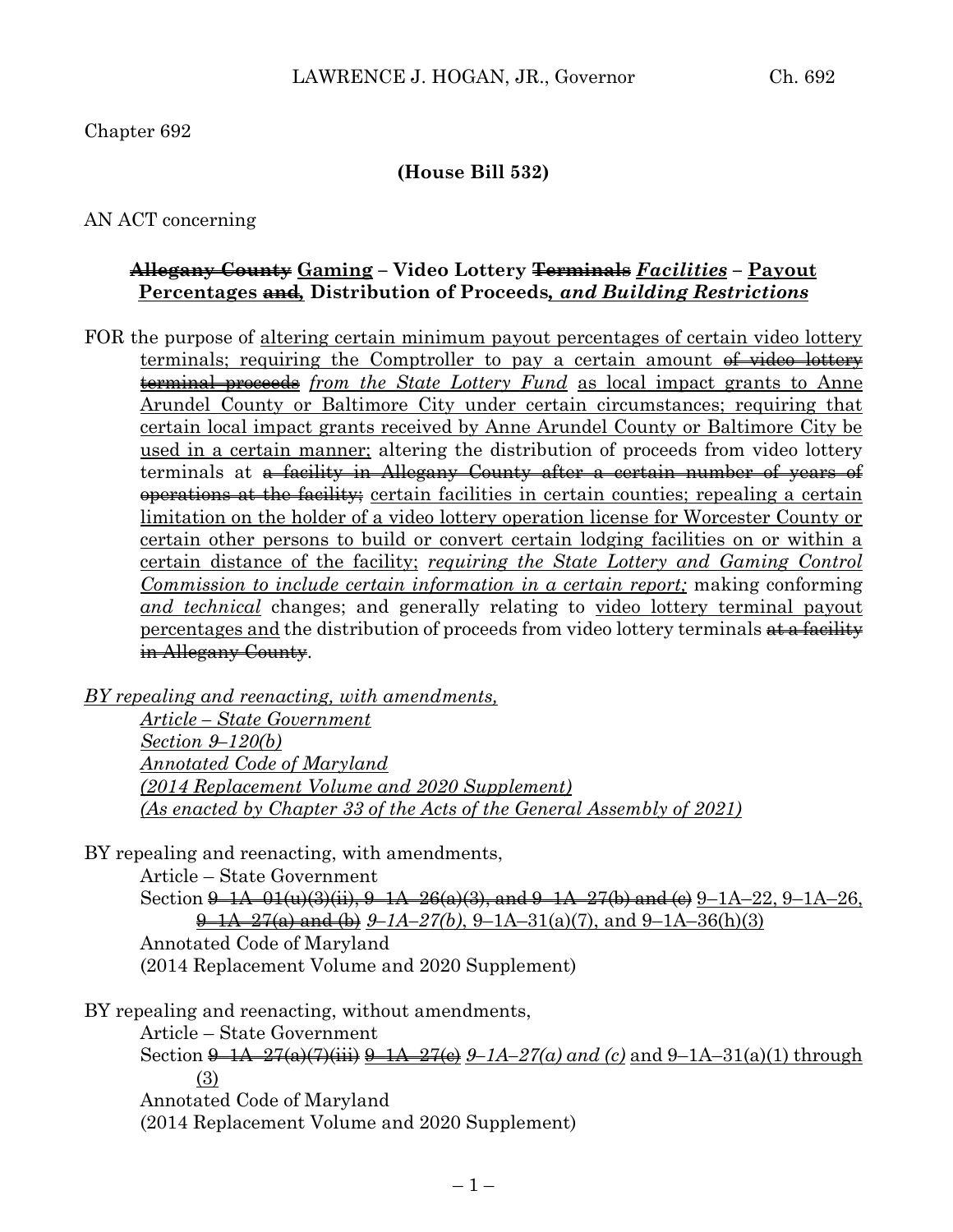Chapter 692

**(House Bill 532)**

AN ACT concerning

**~~Allegany County~~ Gaming – Video Lottery ~~Terminals~~ *Facilities* – Payout Percentages ~~and~~, Distribution of Proceeds*, and Building Restrictions***

FOR the purpose of altering certain minimum payout percentages of certain video lottery terminals; requiring the Comptroller to pay a certain amount ~~of video lottery terminal proceeds~~ *from the State Lottery Fund* as local impact grants to Anne Arundel County or Baltimore City under certain circumstances; requiring that certain local impact grants received by Anne Arundel County or Baltimore City be used in a certain manner; altering the distribution of proceeds from video lottery terminals at ~~a facility in Allegany County after a certain number of years of operations at the facility;~~ certain facilities in certain counties; repealing a certain limitation on the holder of a video lottery operation license for Worcester County or certain other persons to build or convert certain lodging facilities on or within a certain distance of the facility; *requiring the State Lottery and Gaming Control Commission to include certain information in a certain report;* making conforming *and technical* changes; and generally relating to video lottery terminal payout percentages and the distribution of proceeds from video lottery terminals ~~at a facility in Allegany County~~.

*BY repealing and reenacting, with amendments,*
*Article – State Government*
*Section 9–120(b)*
*Annotated Code of Maryland*
*(2014 Replacement Volume and 2020 Supplement)*
*(As enacted by Chapter 33 of the Acts of the General Assembly of 2021)*

BY repealing and reenacting, with amendments,
Article – State Government
Section ~~9–1A–01(u)(3)(ii), 9–1A–26(a)(3), and 9–1A–27(b) and (c)~~ 9–1A–22, 9–1A–26, ~~9–1A–27(a) and (b)~~ *9–1A–27(b)*, 9–1A–31(a)(7), and 9–1A–36(h)(3)
Annotated Code of Maryland
(2014 Replacement Volume and 2020 Supplement)

BY repealing and reenacting, without amendments,
Article – State Government
Section ~~9–1A–27(a)(7)(iii)~~ ~~9–1A–27(c)~~ *9–1A–27(a) and (c)* and 9–1A–31(a)(1) through (3)
Annotated Code of Maryland
(2014 Replacement Volume and 2020 Supplement)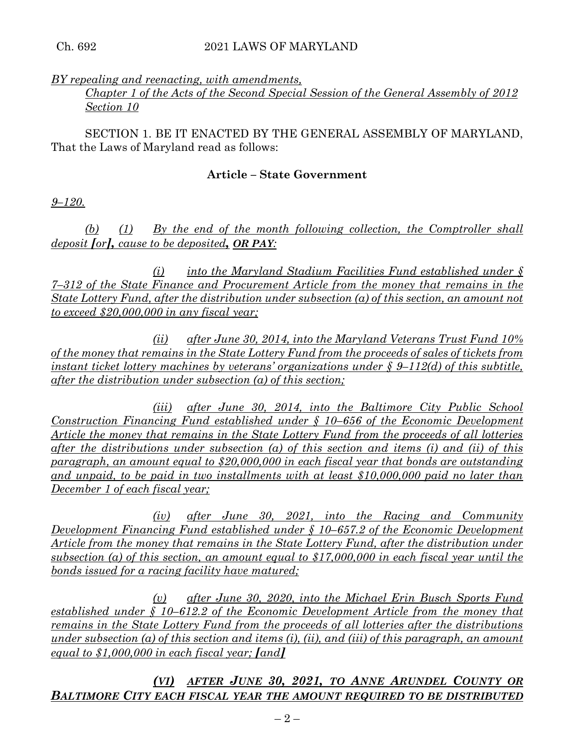*BY repealing and reenacting, with amendments,*

*Chapter 1 of the Acts of the Second Special Session of the General Assembly of 2012*
*Section 10*

SECTION 1. BE IT ENACTED BY THE GENERAL ASSEMBLY OF MARYLAND, That the Laws of Maryland read as follows:

**Article – State Government**

*9–120.*

*(b) (1) By the end of the month following collection, the Comptroller shall deposit [or], cause to be deposited, OR PAY:*

*(i) into the Maryland Stadium Facilities Fund established under § 7–312 of the State Finance and Procurement Article from the money that remains in the State Lottery Fund, after the distribution under subsection (a) of this section, an amount not to exceed $20,000,000 in any fiscal year;*

*(ii) after June 30, 2014, into the Maryland Veterans Trust Fund 10% of the money that remains in the State Lottery Fund from the proceeds of sales of tickets from instant ticket lottery machines by veterans' organizations under § 9–112(d) of this subtitle, after the distribution under subsection (a) of this section;*

*(iii) after June 30, 2014, into the Baltimore City Public School Construction Financing Fund established under § 10–656 of the Economic Development Article the money that remains in the State Lottery Fund from the proceeds of all lotteries after the distributions under subsection (a) of this section and items (i) and (ii) of this paragraph, an amount equal to $20,000,000 in each fiscal year that bonds are outstanding and unpaid, to be paid in two installments with at least $10,000,000 paid no later than December 1 of each fiscal year;*

*(iv) after June 30, 2021, into the Racing and Community Development Financing Fund established under § 10–657.2 of the Economic Development Article from the money that remains in the State Lottery Fund, after the distribution under subsection (a) of this section, an amount equal to $17,000,000 in each fiscal year until the bonds issued for a racing facility have matured;*

*(v) after June 30, 2020, into the Michael Erin Busch Sports Fund established under § 10–612.2 of the Economic Development Article from the money that remains in the State Lottery Fund from the proceeds of all lotteries after the distributions under subsection (a) of this section and items (i), (ii), and (iii) of this paragraph, an amount equal to $1,000,000 in each fiscal year; [and]*

***(VI) AFTER JUNE 30, 2021, TO ANNE ARUNDEL COUNTY OR BALTIMORE CITY EACH FISCAL YEAR THE AMOUNT REQUIRED TO BE DISTRIBUTED***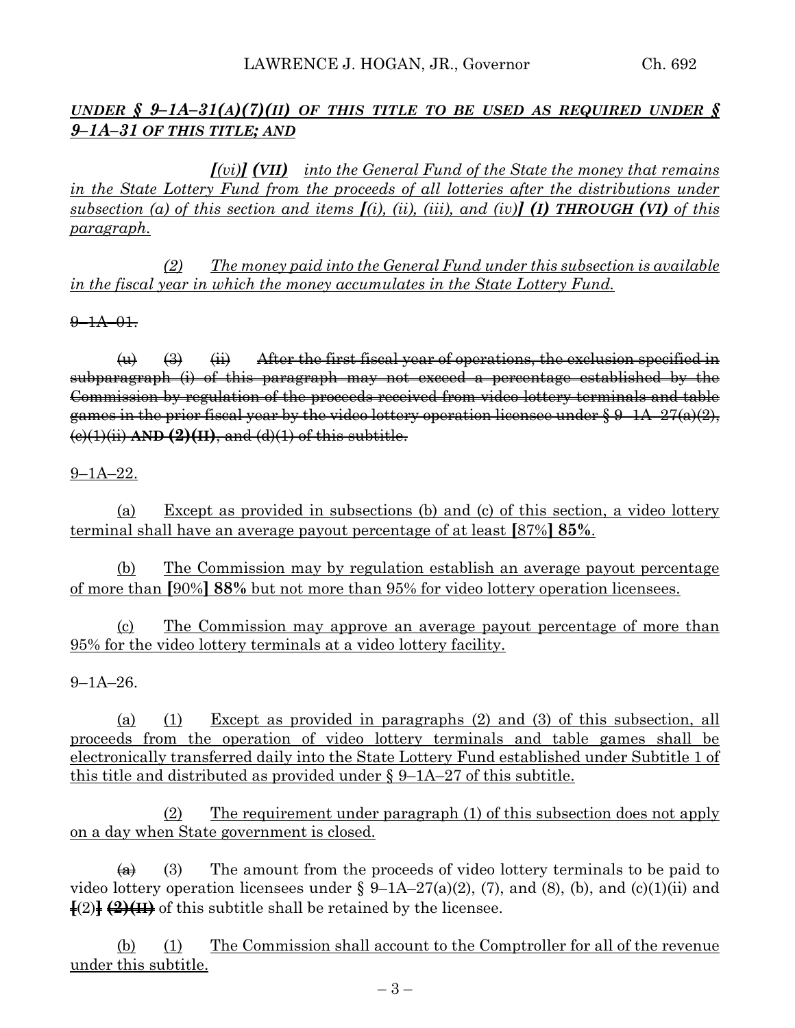*UNDER § 9–1A–31(A)(7)(II) OF THIS TITLE TO BE USED AS REQUIRED UNDER § 9–1A–31 OF THIS TITLE; AND*

***[**(vi)**]** (VII)** *into the General Fund of the State the money that remains in the State Lottery Fund from the proceeds of all lotteries after the distributions under subsection (a) of this section and items **[**(i), (ii), (iii), and (iv)**] (I) THROUGH (VI)** of this paragraph.*

(2) The money paid into the General Fund under this subsection is available in the fiscal year in which the money accumulates in the State Lottery Fund.

~~9–1A–01.~~

~~(u) (3) (ii) After the first fiscal year of operations, the exclusion specified in subparagraph (i) of this paragraph may not exceed a percentage established by the Commission by regulation of the proceeds received from video lottery terminals and table games in the prior fiscal year by the video lottery operation licensee under § 9–1A–27(a)(2), (c)(1)(ii) **AND (2)(II)**, and (d)(1) of this subtitle.~~

9–1A–22.

(a) Except as provided in subsections (b) and (c) of this section, a video lottery terminal shall have an average payout percentage of at least **[**87%**] 85%**.

(b) The Commission may by regulation establish an average payout percentage of more than **[**90%**] 88%** but not more than 95% for video lottery operation licensees.

(c) The Commission may approve an average payout percentage of more than 95% for the video lottery terminals at a video lottery facility.

9–1A–26.

(a) (1) Except as provided in paragraphs (2) and (3) of this subsection, all proceeds from the operation of video lottery terminals and table games shall be electronically transferred daily into the State Lottery Fund established under Subtitle 1 of this title and distributed as provided under § 9–1A–27 of this subtitle.

(2) The requirement under paragraph (1) of this subsection does not apply on a day when State government is closed.

~~(a)~~ (3) The amount from the proceeds of video lottery terminals to be paid to video lottery operation licensees under § 9–1A–27(a)(2), (7), and (8), (b), and (c)(1)(ii) and ~~**[**(2)**]** **(2)(II)**~~ of this subtitle shall be retained by the licensee.

(b) (1) The Commission shall account to the Comptroller for all of the revenue under this subtitle.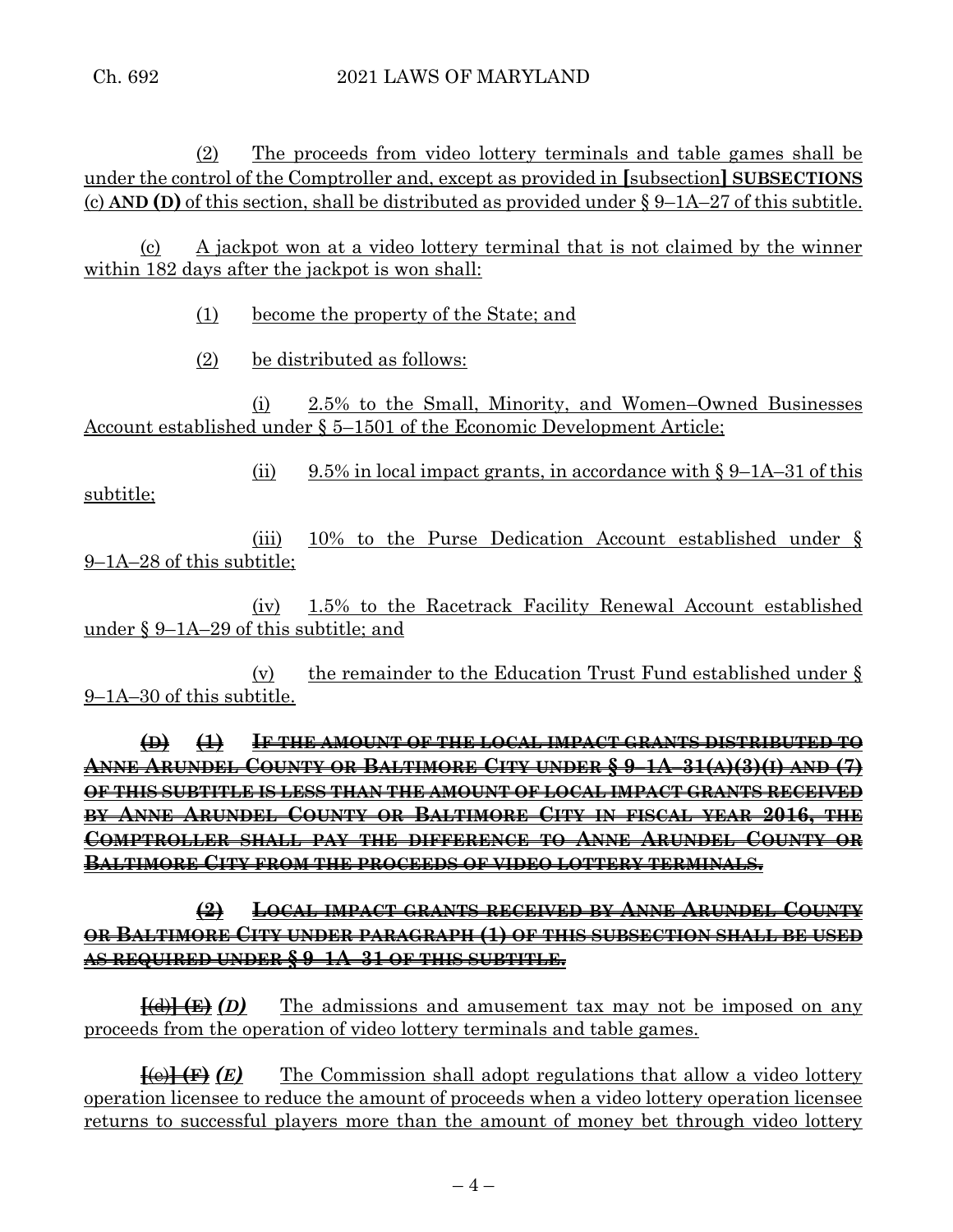(2) The proceeds from video lottery terminals and table games shall be under the control of the Comptroller and, except as provided in **[**subsection**]** **SUBSECTIONS** (c) **AND (D)** of this section, shall be distributed as provided under § 9–1A–27 of this subtitle.

(c) A jackpot won at a video lottery terminal that is not claimed by the winner within 182 days after the jackpot is won shall:

(1) become the property of the State; and

(2) be distributed as follows:

(i) 2.5% to the Small, Minority, and Women–Owned Businesses Account established under § 5–1501 of the Economic Development Article;

(ii) 9.5% in local impact grants, in accordance with § 9–1A–31 of this subtitle;

(iii) 10% to the Purse Dedication Account established under § 9–1A–28 of this subtitle;

(iv) 1.5% to the Racetrack Facility Renewal Account established under § 9–1A–29 of this subtitle; and

(v) the remainder to the Education Trust Fund established under § 9–1A–30 of this subtitle.

~~**(D) (1) IF THE AMOUNT OF THE LOCAL IMPACT GRANTS DISTRIBUTED TO ANNE ARUNDEL COUNTY OR BALTIMORE CITY UNDER § 9–1A–31(A)(3)(I) AND (7) OF THIS SUBTITLE IS LESS THAN THE AMOUNT OF LOCAL IMPACT GRANTS RECEIVED BY ANNE ARUNDEL COUNTY OR BALTIMORE CITY IN FISCAL YEAR 2016, THE COMPTROLLER SHALL PAY THE DIFFERENCE TO ANNE ARUNDEL COUNTY OR BALTIMORE CITY FROM THE PROCEEDS OF VIDEO LOTTERY TERMINALS.**~~

~~**(2) LOCAL IMPACT GRANTS RECEIVED BY ANNE ARUNDEL COUNTY OR BALTIMORE CITY UNDER PARAGRAPH (1) OF THIS SUBSECTION SHALL BE USED AS REQUIRED UNDER § 9–1A–31 OF THIS SUBTITLE.**~~

~~**[**(d)**] (E)**~~ ***(D)*** The admissions and amusement tax may not be imposed on any proceeds from the operation of video lottery terminals and table games.

~~**[**(e)**] (F)**~~ ***(E)*** The Commission shall adopt regulations that allow a video lottery operation licensee to reduce the amount of proceeds when a video lottery operation licensee returns to successful players more than the amount of money bet through video lottery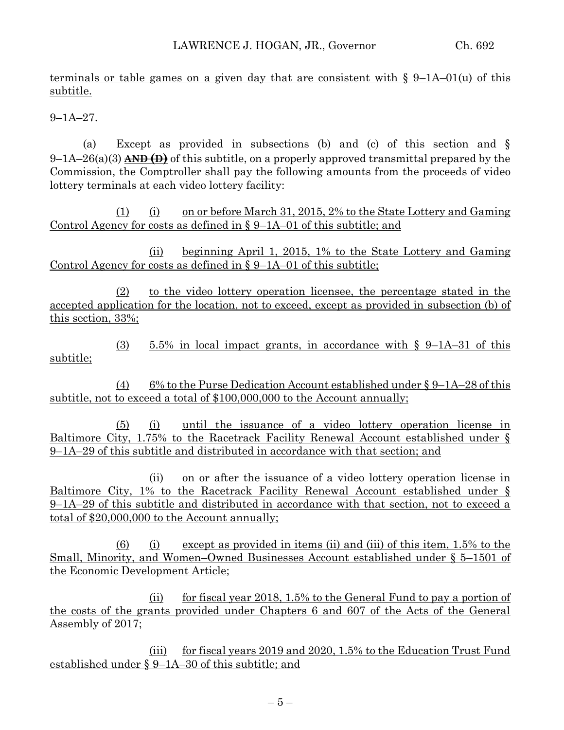terminals or table games on a given day that are consistent with § 9–1A–01(u) of this subtitle.

9–1A–27.

(a) Except as provided in subsections (b) and (c) of this section and § 9–1A–26(a)(3) ~~**AND (D)**~~ of this subtitle, on a properly approved transmittal prepared by the Commission, the Comptroller shall pay the following amounts from the proceeds of video lottery terminals at each video lottery facility:

(1) (i) on or before March 31, 2015, 2% to the State Lottery and Gaming Control Agency for costs as defined in § 9–1A–01 of this subtitle; and

(ii) beginning April 1, 2015, 1% to the State Lottery and Gaming Control Agency for costs as defined in § 9–1A–01 of this subtitle;

(2) to the video lottery operation licensee, the percentage stated in the accepted application for the location, not to exceed, except as provided in subsection (b) of this section, 33%;

(3) 5.5% in local impact grants, in accordance with § 9–1A–31 of this subtitle;

(4) 6% to the Purse Dedication Account established under § 9–1A–28 of this subtitle, not to exceed a total of $100,000,000 to the Account annually;

(5) (i) until the issuance of a video lottery operation license in Baltimore City, 1.75% to the Racetrack Facility Renewal Account established under § 9–1A–29 of this subtitle and distributed in accordance with that section; and

(ii) on or after the issuance of a video lottery operation license in Baltimore City, 1% to the Racetrack Facility Renewal Account established under § 9–1A–29 of this subtitle and distributed in accordance with that section, not to exceed a total of $20,000,000 to the Account annually;

(6) (i) except as provided in items (ii) and (iii) of this item, 1.5% to the Small, Minority, and Women–Owned Businesses Account established under § 5–1501 of the Economic Development Article;

(ii) for fiscal year 2018, 1.5% to the General Fund to pay a portion of the costs of the grants provided under Chapters 6 and 607 of the Acts of the General Assembly of 2017;

(iii) for fiscal years 2019 and 2020, 1.5% to the Education Trust Fund established under § 9–1A–30 of this subtitle; and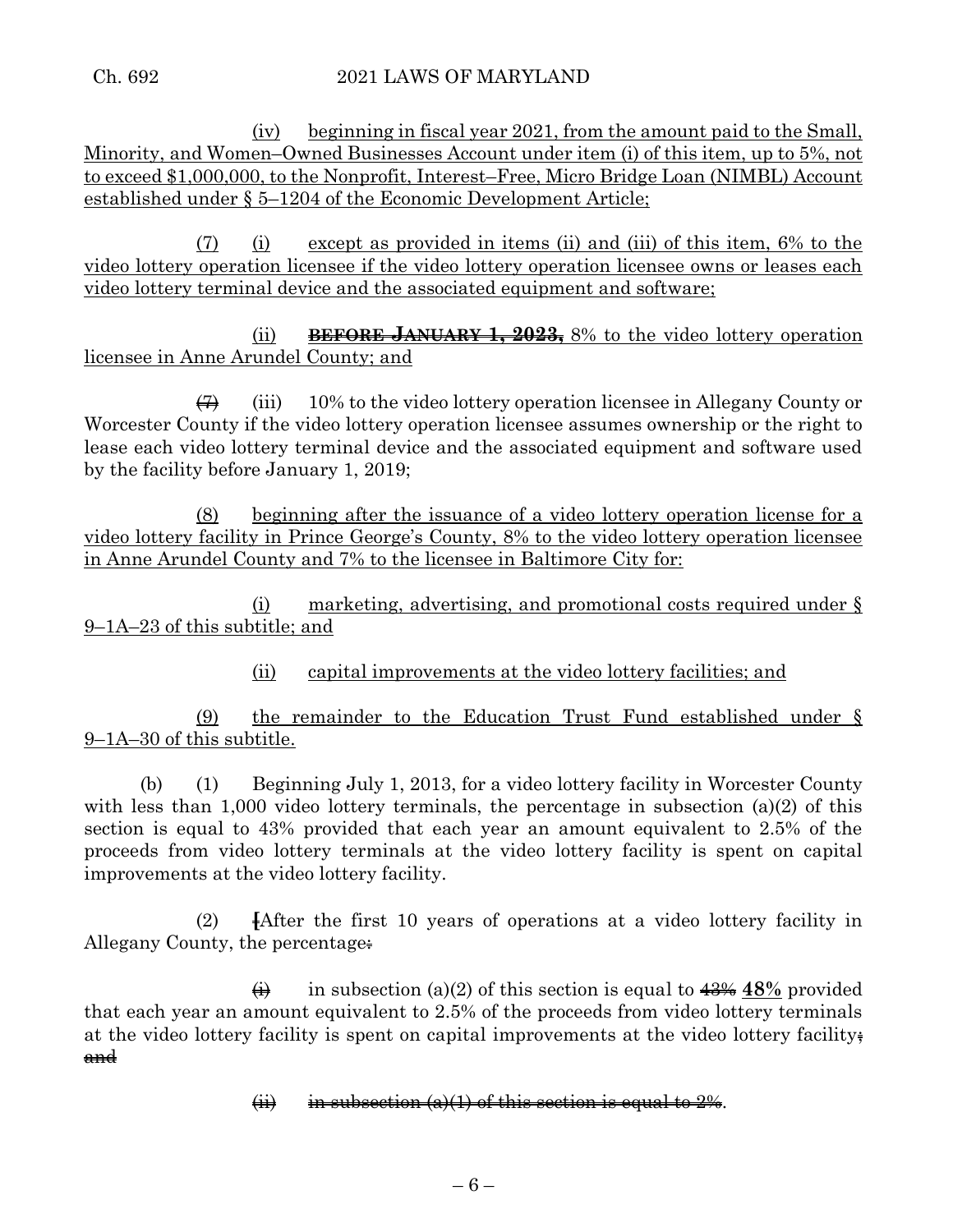(iv) beginning in fiscal year 2021, from the amount paid to the Small, Minority, and Women–Owned Businesses Account under item (i) of this item, up to 5%, not to exceed $1,000,000, to the Nonprofit, Interest–Free, Micro Bridge Loan (NIMBL) Account established under § 5–1204 of the Economic Development Article;

(7) (i) except as provided in items (ii) and (iii) of this item, 6% to the video lottery operation licensee if the video lottery operation licensee owns or leases each video lottery terminal device and the associated equipment and software;

(ii) ~~**BEFORE JANUARY 1, 2023,**~~ 8% to the video lottery operation licensee in Anne Arundel County; and

~~(7)~~ (iii) 10% to the video lottery operation licensee in Allegany County or Worcester County if the video lottery operation licensee assumes ownership or the right to lease each video lottery terminal device and the associated equipment and software used by the facility before January 1, 2019;

(8) beginning after the issuance of a video lottery operation license for a video lottery facility in Prince George's County, 8% to the video lottery operation licensee in Anne Arundel County and 7% to the licensee in Baltimore City for:

(i) marketing, advertising, and promotional costs required under § 9–1A–23 of this subtitle; and

(ii) capital improvements at the video lottery facilities; and

(9) the remainder to the Education Trust Fund established under § 9–1A–30 of this subtitle.

(b) (1) Beginning July 1, 2013, for a video lottery facility in Worcester County with less than 1,000 video lottery terminals, the percentage in subsection (a)(2) of this section is equal to 43% provided that each year an amount equivalent to 2.5% of the proceeds from video lottery terminals at the video lottery facility is spent on capital improvements at the video lottery facility.

(2) [After the first 10 years of operations at a video lottery facility in Allegany County, the percentage~~:~~

~~(i)~~ in subsection (a)(2) of this section is equal to ~~43%~~ **48%** provided that each year an amount equivalent to 2.5% of the proceeds from video lottery terminals at the video lottery facility is spent on capital improvements at the video lottery facility~~; and~~

~~(ii) in subsection (a)(1) of this section is equal to 2%~~.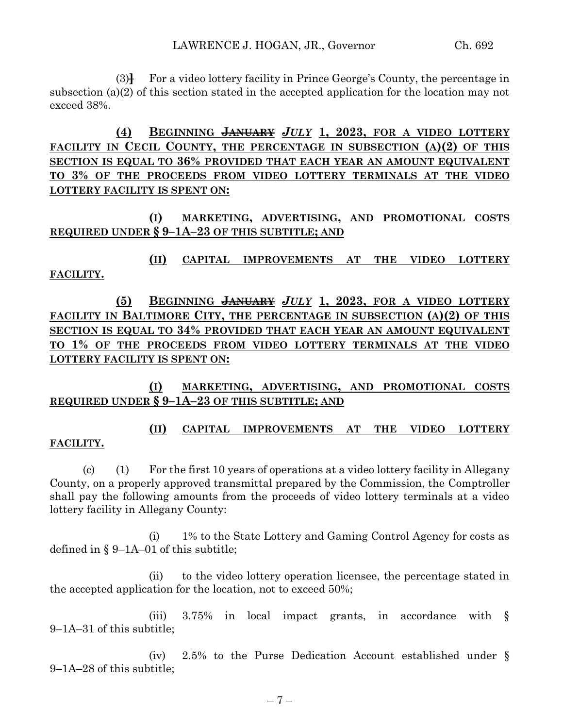(3)] For a video lottery facility in Prince George's County, the percentage in subsection (a)(2) of this section stated in the accepted application for the location may not exceed 38%.

**(4) BEGINNING ~~JANUARY~~ *JULY* 1, 2023, FOR A VIDEO LOTTERY FACILITY IN CECIL COUNTY, THE PERCENTAGE IN SUBSECTION (A)(2) OF THIS SECTION IS EQUAL TO 36% PROVIDED THAT EACH YEAR AN AMOUNT EQUIVALENT TO 3% OF THE PROCEEDS FROM VIDEO LOTTERY TERMINALS AT THE VIDEO LOTTERY FACILITY IS SPENT ON:**

**(I) MARKETING, ADVERTISING, AND PROMOTIONAL COSTS REQUIRED UNDER § 9–1A–23 OF THIS SUBTITLE; AND**

**(II) CAPITAL IMPROVEMENTS AT THE VIDEO LOTTERY FACILITY.**

**(5) BEGINNING ~~JANUARY~~ *JULY* 1, 2023, FOR A VIDEO LOTTERY FACILITY IN BALTIMORE CITY, THE PERCENTAGE IN SUBSECTION (A)(2) OF THIS SECTION IS EQUAL TO 34% PROVIDED THAT EACH YEAR AN AMOUNT EQUIVALENT TO 1% OF THE PROCEEDS FROM VIDEO LOTTERY TERMINALS AT THE VIDEO LOTTERY FACILITY IS SPENT ON:**

**(I) MARKETING, ADVERTISING, AND PROMOTIONAL COSTS REQUIRED UNDER § 9–1A–23 OF THIS SUBTITLE; AND**

**(II) CAPITAL IMPROVEMENTS AT THE VIDEO LOTTERY FACILITY.**

(c) (1) For the first 10 years of operations at a video lottery facility in Allegany County, on a properly approved transmittal prepared by the Commission, the Comptroller shall pay the following amounts from the proceeds of video lottery terminals at a video lottery facility in Allegany County:

(i) 1% to the State Lottery and Gaming Control Agency for costs as defined in § 9–1A–01 of this subtitle;

(ii) to the video lottery operation licensee, the percentage stated in the accepted application for the location, not to exceed 50%;

(iii) 3.75% in local impact grants, in accordance with § 9–1A–31 of this subtitle;

(iv) 2.5% to the Purse Dedication Account established under § 9–1A–28 of this subtitle;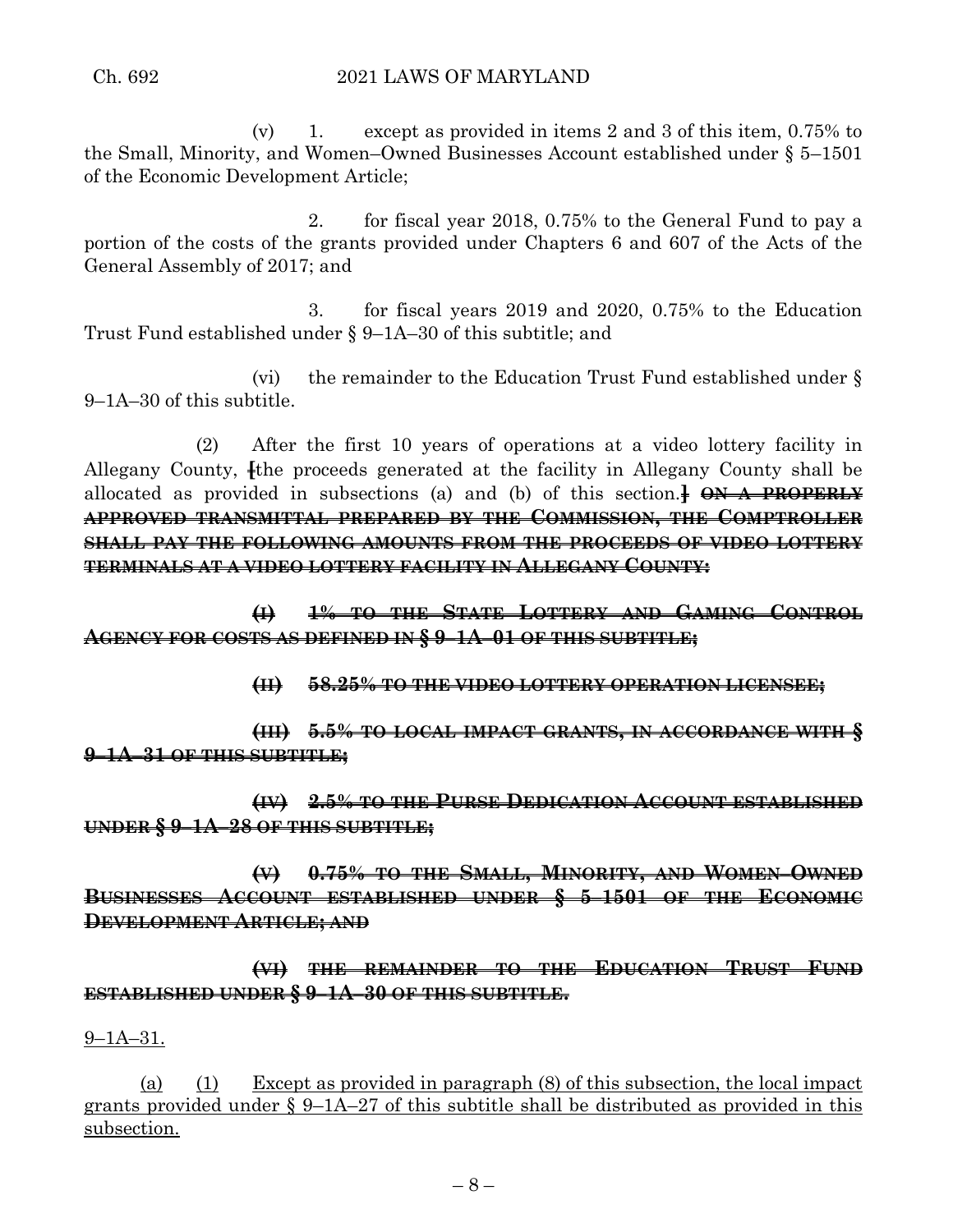(v) 1. except as provided in items 2 and 3 of this item, 0.75% to the Small, Minority, and Women–Owned Businesses Account established under § 5–1501 of the Economic Development Article;

2. for fiscal year 2018, 0.75% to the General Fund to pay a portion of the costs of the grants provided under Chapters 6 and 607 of the Acts of the General Assembly of 2017; and

3. for fiscal years 2019 and 2020, 0.75% to the Education Trust Fund established under § 9–1A–30 of this subtitle; and

(vi) the remainder to the Education Trust Fund established under § 9–1A–30 of this subtitle.

(2) After the first 10 years of operations at a video lottery facility in Allegany County, [the proceeds generated at the facility in Allegany County shall be allocated as provided in subsections (a) and (b) of this section.] ~~**ON A PROPERLY APPROVED TRANSMITTAL PREPARED BY THE COMMISSION, THE COMPTROLLER SHALL PAY THE FOLLOWING AMOUNTS FROM THE PROCEEDS OF VIDEO LOTTERY TERMINALS AT A VIDEO LOTTERY FACILITY IN ALLEGANY COUNTY:**~~

~~**(I) 1% TO THE STATE LOTTERY AND GAMING CONTROL AGENCY FOR COSTS AS DEFINED IN § 9–1A–01 OF THIS SUBTITLE;**~~

~~**(II) 58.25% TO THE VIDEO LOTTERY OPERATION LICENSEE;**~~

~~**(III) 5.5% TO LOCAL IMPACT GRANTS, IN ACCORDANCE WITH § 9–1A–31 OF THIS SUBTITLE;**~~

~~**(IV) 2.5% TO THE PURSE DEDICATION ACCOUNT ESTABLISHED UNDER § 9–1A–28 OF THIS SUBTITLE;**~~

~~**(V) 0.75% TO THE SMALL, MINORITY, AND WOMEN–OWNED BUSINESSES ACCOUNT ESTABLISHED UNDER § 5–1501 OF THE ECONOMIC DEVELOPMENT ARTICLE; AND**~~

~~**(VI) THE REMAINDER TO THE EDUCATION TRUST FUND ESTABLISHED UNDER § 9–1A–30 OF THIS SUBTITLE.**~~

<u>9–1A–31.</u>

<u>(a) (1) Except as provided in paragraph (8) of this subsection, the local impact grants provided under § 9–1A–27 of this subtitle shall be distributed as provided in this subsection.</u>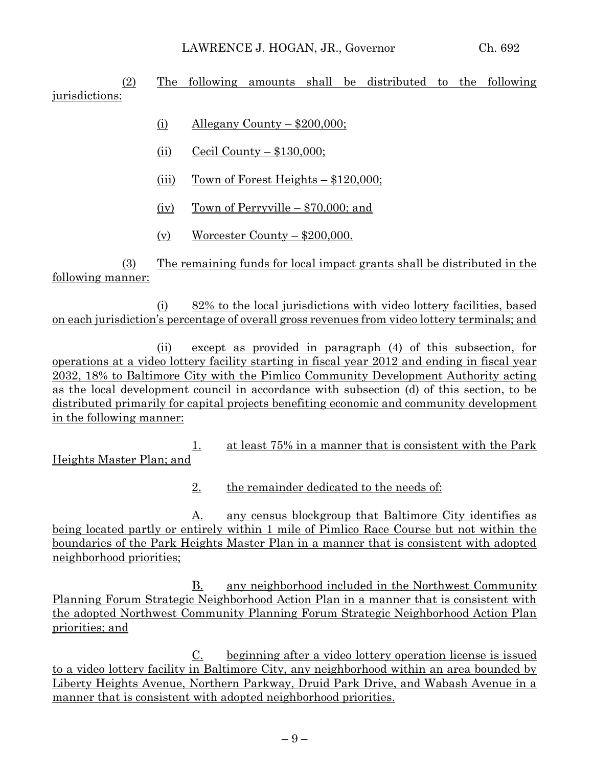(2) The following amounts shall be distributed to the following jurisdictions:

(i) Allegany County – $200,000;

(ii) Cecil County – $130,000;

(iii) Town of Forest Heights – $120,000;

(iv) Town of Perryville – $70,000; and

(v) Worcester County – $200,000.

(3) The remaining funds for local impact grants shall be distributed in the following manner:

(i) 82% to the local jurisdictions with video lottery facilities, based on each jurisdiction's percentage of overall gross revenues from video lottery terminals; and

(ii) except as provided in paragraph (4) of this subsection, for operations at a video lottery facility starting in fiscal year 2012 and ending in fiscal year 2032, 18% to Baltimore City with the Pimlico Community Development Authority acting as the local development council in accordance with subsection (d) of this section, to be distributed primarily for capital projects benefiting economic and community development in the following manner:

1. at least 75% in a manner that is consistent with the Park Heights Master Plan; and

2. the remainder dedicated to the needs of:

A. any census blockgroup that Baltimore City identifies as being located partly or entirely within 1 mile of Pimlico Race Course but not within the boundaries of the Park Heights Master Plan in a manner that is consistent with adopted neighborhood priorities;

B. any neighborhood included in the Northwest Community Planning Forum Strategic Neighborhood Action Plan in a manner that is consistent with the adopted Northwest Community Planning Forum Strategic Neighborhood Action Plan priorities; and

C. beginning after a video lottery operation license is issued to a video lottery facility in Baltimore City, any neighborhood within an area bounded by Liberty Heights Avenue, Northern Parkway, Druid Park Drive, and Wabash Avenue in a manner that is consistent with adopted neighborhood priorities.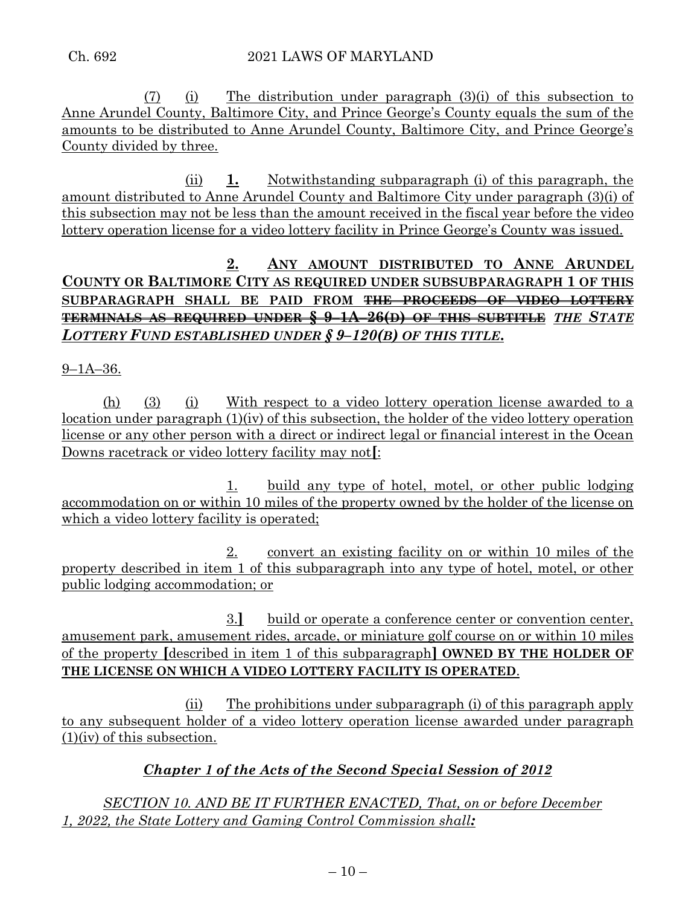(7) (i) The distribution under paragraph (3)(i) of this subsection to Anne Arundel County, Baltimore City, and Prince George's County equals the sum of the amounts to be distributed to Anne Arundel County, Baltimore City, and Prince George's County divided by three.

(ii) **1.** Notwithstanding subparagraph (i) of this paragraph, the amount distributed to Anne Arundel County and Baltimore City under paragraph (3)(i) of this subsection may not be less than the amount received in the fiscal year before the video lottery operation license for a video lottery facility in Prince George's County was issued.

**2. ANY AMOUNT DISTRIBUTED TO ANNE ARUNDEL COUNTY OR BALTIMORE CITY AS REQUIRED UNDER SUBSUBPARAGRAPH 1 OF THIS SUBPARAGRAPH SHALL BE PAID FROM ~~THE PROCEEDS OF VIDEO LOTTERY TERMINALS AS REQUIRED UNDER § 9–1A–26(D) OF THIS SUBTITLE~~** ***THE STATE LOTTERY FUND ESTABLISHED UNDER § 9–120(B) OF THIS TITLE*.**

9–1A–36.

(h) (3) (i) With respect to a video lottery operation license awarded to a location under paragraph (1)(iv) of this subsection, the holder of the video lottery operation license or any other person with a direct or indirect legal or financial interest in the Ocean Downs racetrack or video lottery facility may not**[**:

1. build any type of hotel, motel, or other public lodging accommodation on or within 10 miles of the property owned by the holder of the license on which a video lottery facility is operated;

2. convert an existing facility on or within 10 miles of the property described in item 1 of this subparagraph into any type of hotel, motel, or other public lodging accommodation; or

3.**]** build or operate a conference center or convention center, amusement park, amusement rides, arcade, or miniature golf course on or within 10 miles of the property **[**described in item 1 of this subparagraph**]** **OWNED BY THE HOLDER OF THE LICENSE ON WHICH A VIDEO LOTTERY FACILITY IS OPERATED**.

(ii) The prohibitions under subparagraph (i) of this paragraph apply to any subsequent holder of a video lottery operation license awarded under paragraph (1)(iv) of this subsection.

***Chapter 1 of the Acts of the Second Special Session of 2012***

*SECTION 10. AND BE IT FURTHER ENACTED, That, on or before December 1, 2022, the State Lottery and Gaming Control Commission shall**:***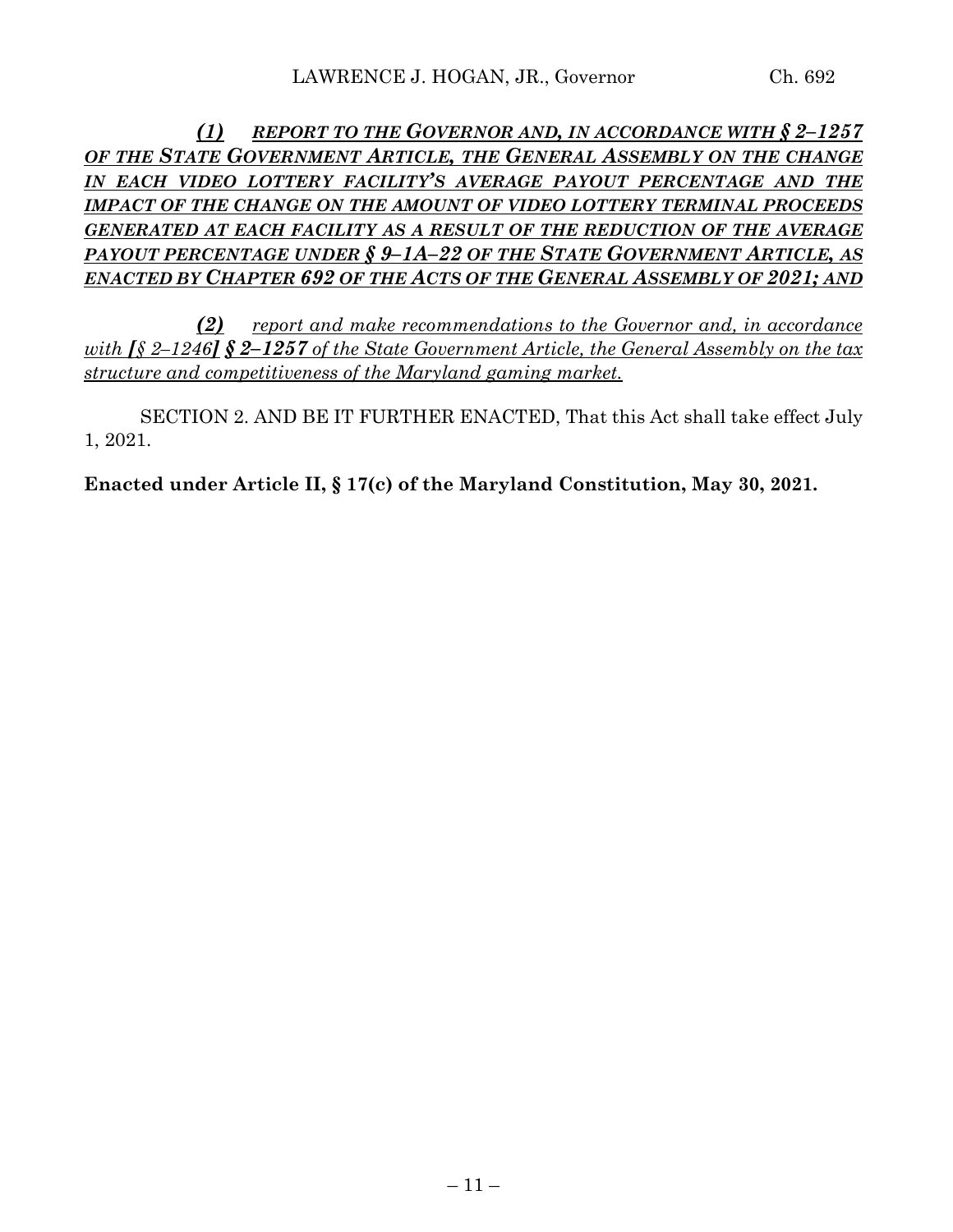***(1)*** ***REPORT TO THE GOVERNOR AND, IN ACCORDANCE WITH § 2–1257 OF THE STATE GOVERNMENT ARTICLE, THE GENERAL ASSEMBLY ON THE CHANGE IN EACH VIDEO LOTTERY FACILITY'S AVERAGE PAYOUT PERCENTAGE AND THE IMPACT OF THE CHANGE ON THE AMOUNT OF VIDEO LOTTERY TERMINAL PROCEEDS GENERATED AT EACH FACILITY AS A RESULT OF THE REDUCTION OF THE AVERAGE PAYOUT PERCENTAGE UNDER § 9–1A–22 OF THE STATE GOVERNMENT ARTICLE, AS ENACTED BY CHAPTER 692 OF THE ACTS OF THE GENERAL ASSEMBLY OF 2021; AND***

***(2)*** *report and make recommendations to the Governor and, in accordance with* ***[****§ 2–1246****] § 2–1257*** *of the State Government Article, the General Assembly on the tax structure and competitiveness of the Maryland gaming market.*

SECTION 2. AND BE IT FURTHER ENACTED, That this Act shall take effect July 1, 2021.

**Enacted under Article II, § 17(c) of the Maryland Constitution, May 30, 2021.**